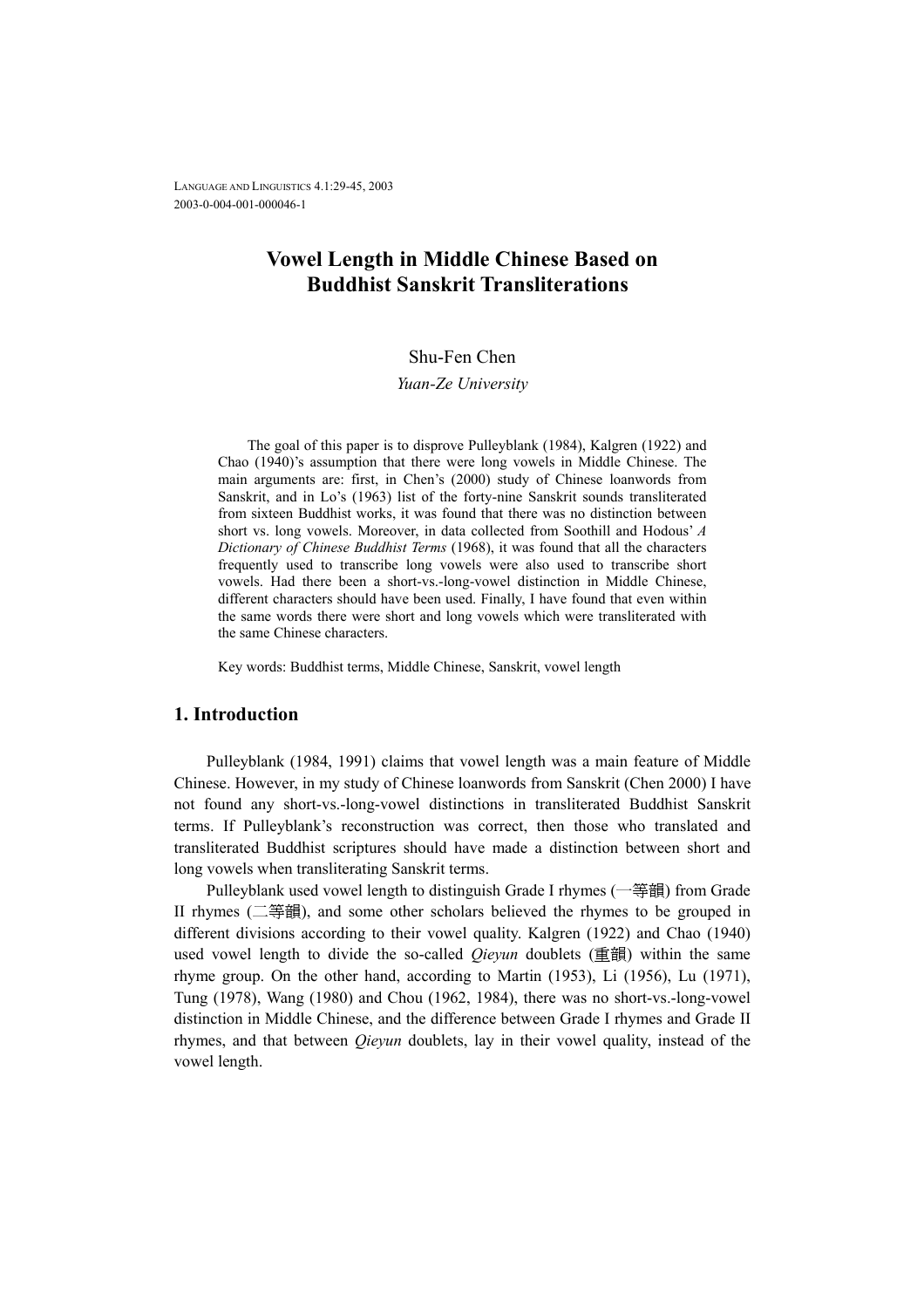# Vowel Length in Middle Chinese Based on Buddhist Sanskrit Transliterations

Shu-Fen Chen

*Yuan-Ze University*

The goal of this paper is to disprove Pulleyblank (1984), Kalgren (1922) and Chao (1940)'s assumption that there were long vowels in Middle Chinese. The main arguments are: first, in Chen's (2000) study of Chinese loanwords from Sanskrit, and in Lo's (1963) list of the forty-nine Sanskrit sounds transliterated from sixteen Buddhist works, it was found that there was no distinction between short vs. long vowels. Moreover, in data collected from Soothill and Hodous' *A Dictionary of Chinese Buddhist Terms* (1968), it was found that all the characters frequently used to transcribe long vowels were also used to transcribe short vowels. Had there been a short-vs.-long-vowel distinction in Middle Chinese, different characters should have been used. Finally, I have found that even within the same words there were short and long vowels which were transliterated with the same Chinese characters.

Key words: Buddhist terms, Middle Chinese, Sanskrit, vowel length

## 1. Introduction

Pulleyblank (1984, 1991) claims that vowel length was a main feature of Middle Chinese. However, in my study of Chinese loanwords from Sanskrit (Chen 2000) I have not found any short-vs.-long-vowel distinctions in transliterated Buddhist Sanskrit terms. If Pulleyblank's reconstruction was correct, then those who translated and transliterated Buddhist scriptures should have made a distinction between short and long vowels when transliterating Sanskrit terms.

Pulleyblank used vowel length to distinguish Grade I rhymes (一等韻) from Grade II rhymes (二等韻), and some other scholars believed the rhymes to be grouped in different divisions according to their vowel quality. Kalgren (1922) and Chao (1940) used vowel length to divide the so-called *Qieyun* doublets (重韻) within the same rhyme group. On the other hand, according to Martin (1953), Li (1956), Lu (1971), Tung (1978), Wang (1980) and Chou (1962, 1984), there was no short-vs.-long-vowel distinction in Middle Chinese, and the difference between Grade I rhymes and Grade II rhymes, and that between *Qieyun* doublets, lay in their vowel quality, instead of the vowel length.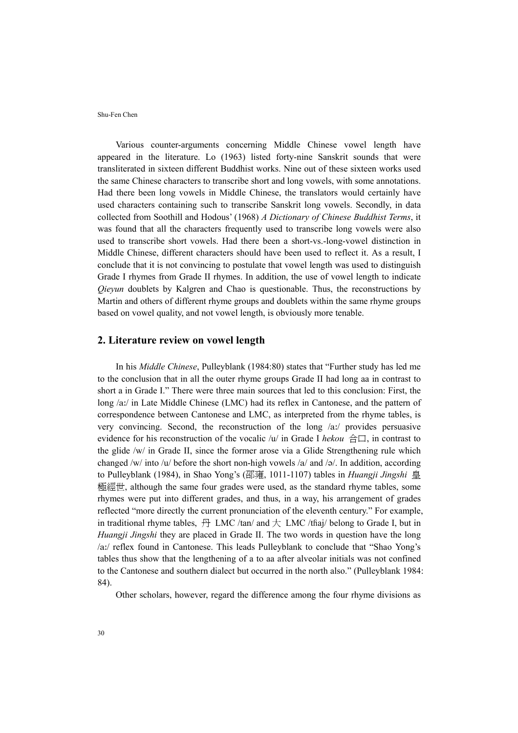Various counter-arguments concerning Middle Chinese vowel length have appeared in the literature. Lo (1963) listed forty-nine Sanskrit sounds that were transliterated in sixteen different Buddhist works. Nine out of these sixteen works used the same Chinese characters to transcribe short and long vowels, with some annotations. Had there been long vowels in Middle Chinese, the translators would certainly have used characters containing such to transcribe Sanskrit long vowels. Secondly, in data collected from Soothill and Hodous' (1968) *A Dictionary of Chinese Buddhist Terms*, it was found that all the characters frequently used to transcribe long vowels were also used to transcribe short vowels. Had there been a short-vs.-long-vowel distinction in Middle Chinese, different characters should have been used to reflect it. As a result, I conclude that it is not convincing to postulate that vowel length was used to distinguish Grade I rhymes from Grade II rhymes. In addition, the use of vowel length to indicate *Qieyun* doublets by Kalgren and Chao is questionable. Thus, the reconstructions by Martin and others of different rhyme groups and doublets within the same rhyme groups based on vowel quality, and not vowel length, is obviously more tenable.

## 2. Literature review on vowel length

In his *Middle Chinese*, Pulleyblank (1984:80) states that "Further study has led me to the conclusion that in all the outer rhyme groups Grade II had long aa in contrast to short a in Grade I." There were three main sources that led to this conclusion: First, the long /aː/ in Late Middle Chinese (LMC) had its reflex in Cantonese, and the pattern of correspondence between Cantonese and LMC, as interpreted from the rhyme tables, is very convincing. Second, the reconstruction of the long /aː/ provides persuasive evidence for his reconstruction of the vocalic /u/ in Grade I *hekou* 合口, in contrast to the glide /w/ in Grade II, since the former arose via a Glide Strengthening rule which changed /w/ into /u/ before the short non-high vowels /a/ and /ə/. In addition, according to Pulleyblank (1984), in Shao Yong's (邵雍, 1011-1107) tables in *Huangji Jingshi* 皇極經世, although the same four grades were used, as the standard rhyme tables, some rhymes were put into different grades, and thus, in a way, his arrangement of grades reflected "more directly the current pronunciation of the eleventh century." For example, in traditional rhyme tables, 丹 LMC /tan/ and 大 LMC /tɦaj/ belong to Grade I, but in *Huangji Jingshi* they are placed in Grade II. The two words in question have the long /aː/ reflex found in Cantonese. This leads Pulleyblank to conclude that "Shao Yong's tables thus show that the lengthening of a to aa after alveolar initials was not confined to the Cantonese and southern dialect but occurred in the north also." (Pulleyblank 1984: 84).

Other scholars, however, regard the difference among the four rhyme divisions as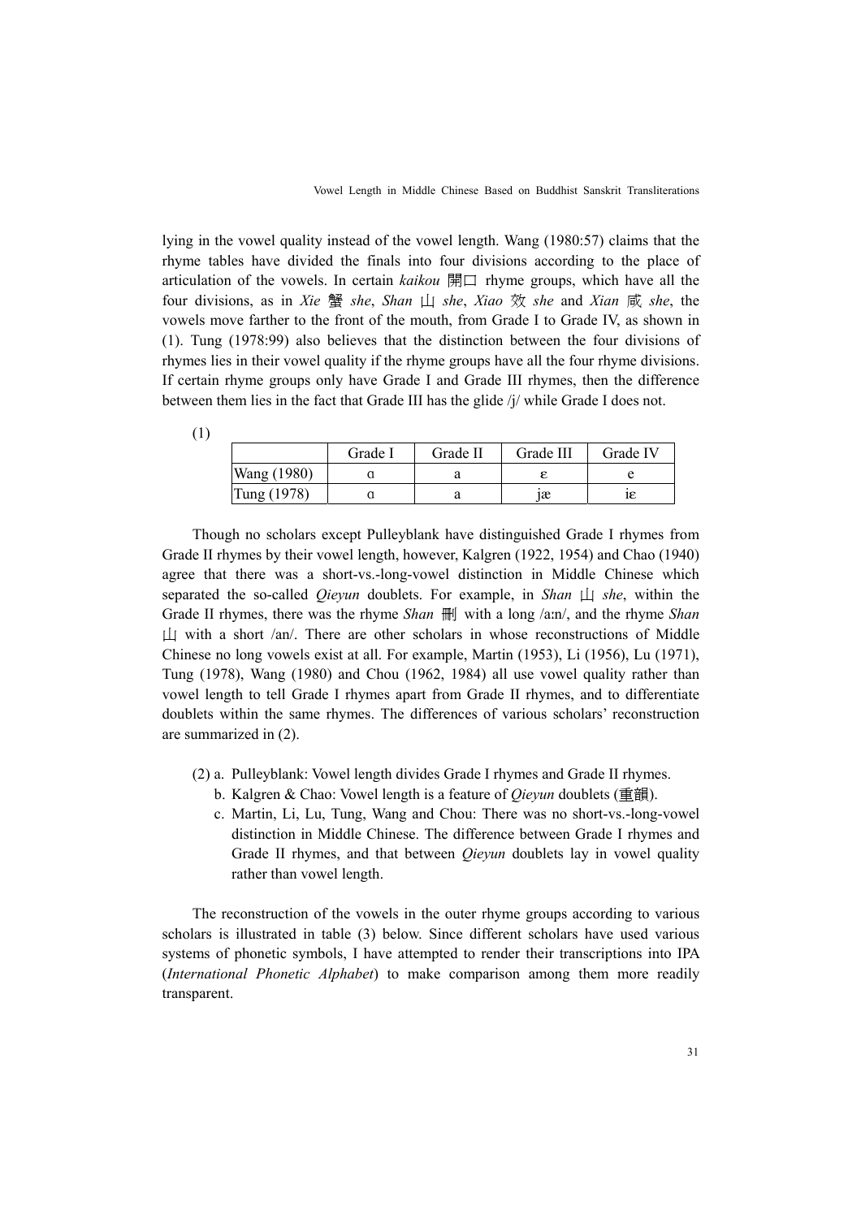lying in the vowel quality instead of the vowel length. Wang (1980:57) claims that the rhyme tables have divided the finals into four divisions according to the place of articulation of the vowels. In certain *kaikou* 開口 rhyme groups, which have all the four divisions, as in *Xie* 蟹 *she*, *Shan* 山 *she*, *Xiao* 效 *she* and *Xian* 咸 *she*, the vowels move farther to the front of the mouth, from Grade I to Grade IV, as shown in (1). Tung (1978:99) also believes that the distinction between the four divisions of rhymes lies in their vowel quality if the rhyme groups have all the four rhyme divisions. If certain rhyme groups only have Grade I and Grade III rhymes, then the difference between them lies in the fact that Grade III has the glide /j/ while Grade I does not.

(1)

| | Grade I | Grade II | Grade III | Grade IV |
|---|---|---|---|---|
| Wang (1980) | ɑ | a | ɛ | e |
| Tung (1978) | ɑ | a | jæ | iɛ |

Though no scholars except Pulleyblank have distinguished Grade I rhymes from Grade II rhymes by their vowel length, however, Kalgren (1922, 1954) and Chao (1940) agree that there was a short-vs.-long-vowel distinction in Middle Chinese which separated the so-called *Qieyun* doublets. For example, in *Shan* 山 *she*, within the Grade II rhymes, there was the rhyme *Shan* 刪 with a long /aːn/, and the rhyme *Shan* 山 with a short /an/. There are other scholars in whose reconstructions of Middle Chinese no long vowels exist at all. For example, Martin (1953), Li (1956), Lu (1971), Tung (1978), Wang (1980) and Chou (1962, 1984) all use vowel quality rather than vowel length to tell Grade I rhymes apart from Grade II rhymes, and to differentiate doublets within the same rhymes. The differences of various scholars' reconstruction are summarized in (2).

(2) a. Pulleyblank: Vowel length divides Grade I rhymes and Grade II rhymes.
  b. Kalgren & Chao: Vowel length is a feature of *Qieyun* doublets (重韻).
  c. Martin, Li, Lu, Tung, Wang and Chou: There was no short-vs.-long-vowel distinction in Middle Chinese. The difference between Grade I rhymes and Grade II rhymes, and that between *Qieyun* doublets lay in vowel quality rather than vowel length.

The reconstruction of the vowels in the outer rhyme groups according to various scholars is illustrated in table (3) below. Since different scholars have used various systems of phonetic symbols, I have attempted to render their transcriptions into IPA (*International Phonetic Alphabet*) to make comparison among them more readily transparent.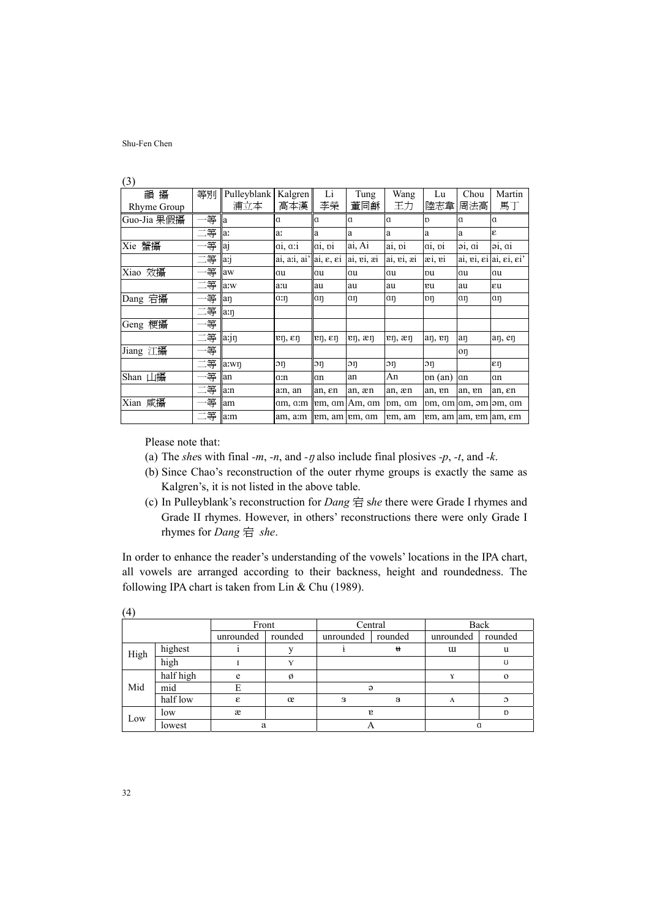(3)

| 韻 攝<br>Rhyme Group | 等別 | Pulleyblank<br>浦立本 | Kalgren<br>高本漢 | Li<br>李榮 | Tung<br>董同龢 | Wang<br>王力 | Lu<br>陸志韋 | Chou<br>周法高 | Martin<br>馬丁 |
|---|---|---|---|---|---|---|---|---|---|
| Guo-Jia 果假攝 | 一等 | a | ɑ | ɑ | ɑ | ɑ | ɒ | ɑ | ɑ |
| | 二等 | a: | a: | a | a | a | a | a | ɛ |
| Xie 蟹攝 | 一等 | aj | ɑi, ɑ:i | ɑi, ɒi | ai, Ai | ai, ɒi | ɑi, ɒi | əi, ɑi | əi, ɑi |
| | 二等 | a:j | ai, a:i, ai' | ai, ɛ, ɛi | ai, ɐi, æi | ai, ɐi, æi | æi, ɐi | ai, ɐi, ɛi | ai, ɛi, ɛi' |
| Xiao 效攝 | 一等 | aw | ɑu | ɑu | ɑu | ɑu | ɒu | ɑu | ɑu |
| | 二等 | a:w | a:u | au | au | au | ɐu | au | ɛu |
| Dang 宕攝 | 一等 | aŋ | ɑ:ŋ | ɑŋ | ɑŋ | ɑŋ | ɒŋ | ɑŋ | ɑŋ |
| | 二等 | a:ŋ | | | | | | | |
| Geng 梗攝 | 一等 | | | | | | | | |
| | 二等 | a:jŋ | ɐŋ, ɛŋ | ɐŋ, ɛŋ | ɐŋ, æŋ | ɐŋ, æŋ | aŋ, ɐŋ | aŋ | aŋ, eŋ |
| Jiang 江攝 | 一等 | | | | | | | oŋ | |
| | 二等 | a:wŋ | ɔŋ | ɔŋ | ɔŋ | ɔŋ | ɔŋ | | ɛŋ |
| Shan 山攝 | 一等 | an | ɑ:n | ɑn | an | An | ɒn (an) | ɑn | ɑn |
| | 二等 | a:n | a:n, an | an, ɛn | an, æn | an, æn | an, ɐn | an, ɐn | an, ɛn |
| Xian 咸攝 | 一等 | am | ɑm, ɑ:m | ɐm, ɑm | Am, ɑm | ɒm, ɑm | ɒm, ɑm | ɑm, əm | əm, ɑm |
| | 二等 | a:m | am, a:m | ɐm, am | ɐm, ɑm | ɐm, am | ɐm, am | am, ɐm | am, ɛm |

Please note that:

(a) The *she*s with final *-m*, *-n*, and *-ŋ* also include final plosives *-p*, *-t*, and *-k*.

(b) Since Chao's reconstruction of the outer rhyme groups is exactly the same as Kalgren's, it is not listed in the above table.

(c) In Pulleyblank's reconstruction for *Dang* 宕 *she* there were Grade I rhymes and Grade II rhymes. However, in others' reconstructions there were only Grade I rhymes for *Dang* 宕 *she*.

In order to enhance the reader's understanding of the vowels' locations in the IPA chart, all vowels are arranged according to their backness, height and roundedness. The following IPA chart is taken from Lin & Chu (1989).

(4)

| | | Front | | Central | | Back | |
|---|---|---|---|---|---|---|---|
| | | unrounded | rounded | unrounded | rounded | unrounded | rounded |
| High | highest | i | y | ɨ | ʉ | ɯ | u |
| | high | ɪ | ʏ | | | | ʊ |
| Mid | half high | e | ø | | | ɤ | o |
| | mid | E | | ə | | | |
| | half low | ɛ | œ | ɜ | ɞ | ʌ | ɔ |
| Low | low | æ | | ɐ | | | ɒ |
| | lowest | a | | A | | ɑ | |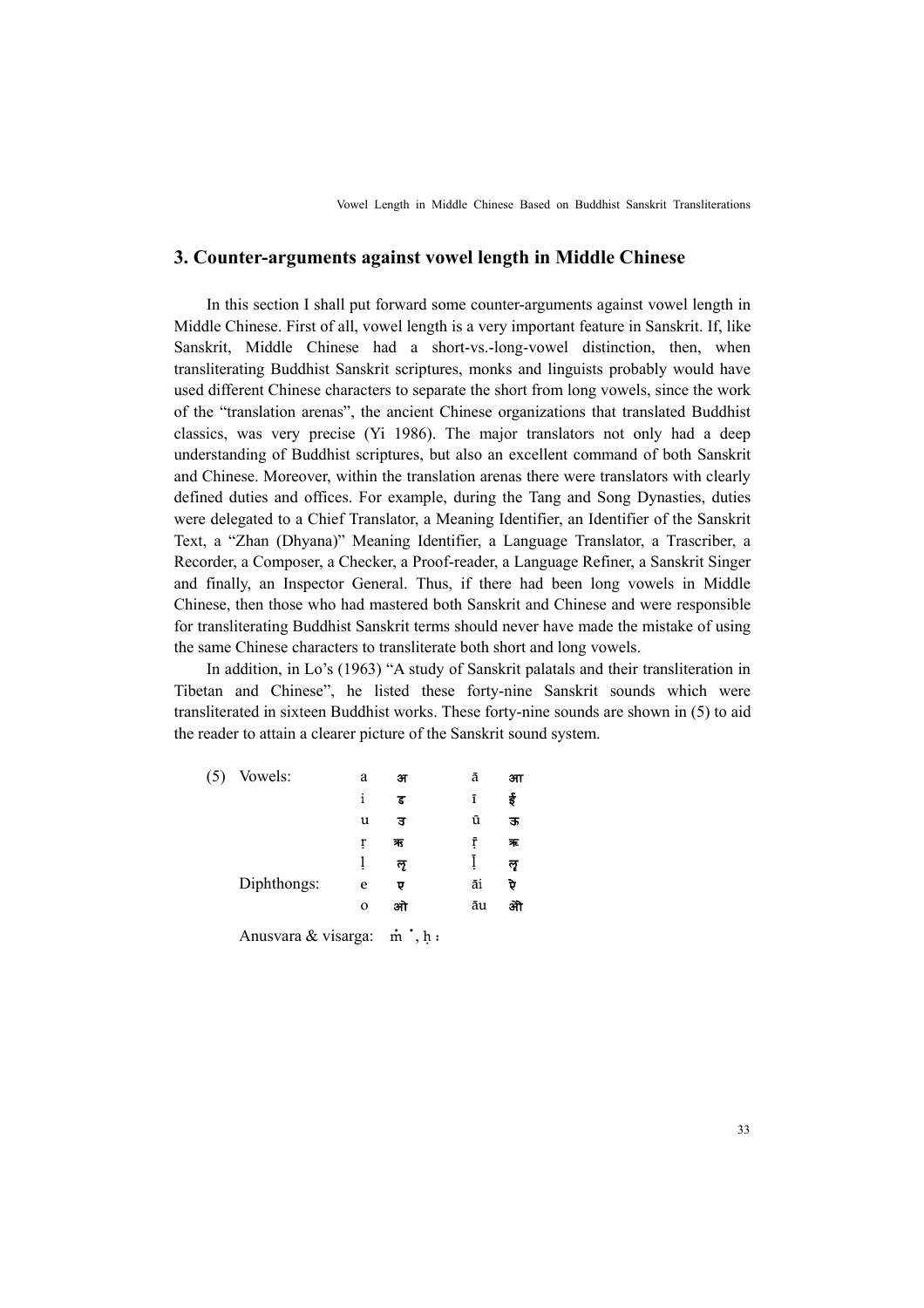## 3. Counter-arguments against vowel length in Middle Chinese

In this section I shall put forward some counter-arguments against vowel length in Middle Chinese. First of all, vowel length is a very important feature in Sanskrit. If, like Sanskrit, Middle Chinese had a short-vs.-long-vowel distinction, then, when transliterating Buddhist Sanskrit scriptures, monks and linguists probably would have used different Chinese characters to separate the short from long vowels, since the work of the "translation arenas", the ancient Chinese organizations that translated Buddhist classics, was very precise (Yi 1986). The major translators not only had a deep understanding of Buddhist scriptures, but also an excellent command of both Sanskrit and Chinese. Moreover, within the translation arenas there were translators with clearly defined duties and offices. For example, during the Tang and Song Dynasties, duties were delegated to a Chief Translator, a Meaning Identifier, an Identifier of the Sanskrit Text, a "Zhan (Dhyana)" Meaning Identifier, a Language Translator, a Trascriber, a Recorder, a Composer, a Checker, a Proof-reader, a Language Refiner, a Sanskrit Singer and finally, an Inspector General. Thus, if there had been long vowels in Middle Chinese, then those who had mastered both Sanskrit and Chinese and were responsible for transliterating Buddhist Sanskrit terms should never have made the mistake of using the same Chinese characters to transliterate both short and long vowels.

In addition, in Lo's (1963) "A study of Sanskrit palatals and their transliteration in Tibetan and Chinese", he listed these forty-nine Sanskrit sounds which were transliterated in sixteen Buddhist works. These forty-nine sounds are shown in (5) to aid the reader to attain a clearer picture of the Sanskrit sound system.

(5)

| | | | | |
|---|---|---|---|---|
| Vowels: | a | अ | ā | आ |
| | i | इ | ī | ई |
| | u | उ | ū | ऊ |
| | ṛ | ऋ | ṝ | ॠ |
| | ḷ | ऌ | ḹ | ॡ |
| Diphthongs: | e | ए | āi | ऐ |
| | o | ओ | āu | औ |

Anusvara & visarga: ṁ ं, ḥ ः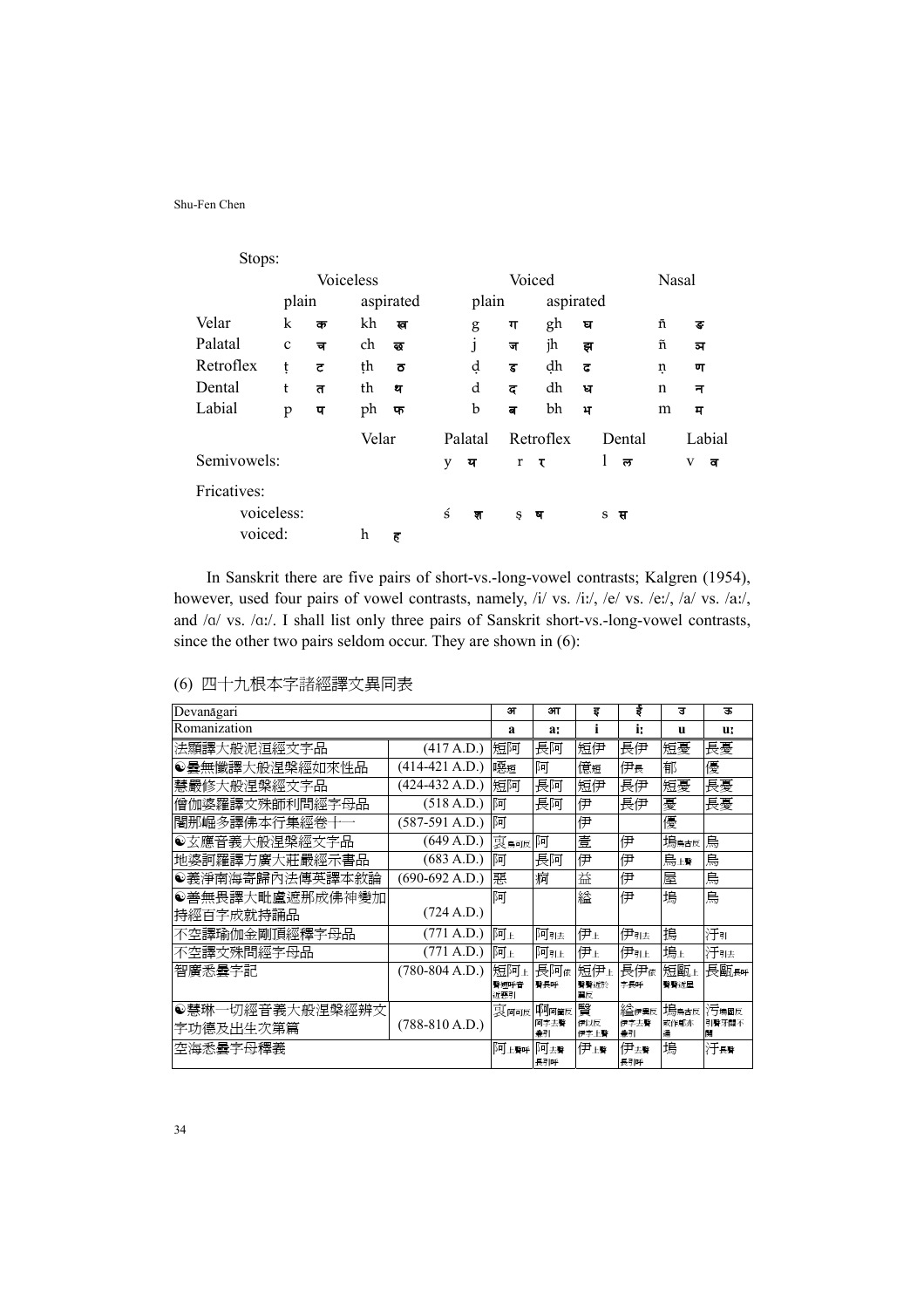Stops:

| | Voiceless | | | | Voiced | | | | Nasal | |
|---|---|---|---|---|---|---|---|---|---|---|
| | plain | | aspirated | | plain | | aspirated | | | |
| Velar | k | क | kh | ख | g | ग | gh | घ | ṅ | ङ |
| Palatal | c | च | ch | छ | j | ज | jh | झ | ñ | ञ |
| Retroflex | ṭ | ट | ṭh | ठ | ḍ | ड | ḍh | ढ | ṇ | ण |
| Dental | t | त | th | थ | d | द | dh | ध | n | न |
| Labial | p | प | ph | फ | b | ब | bh | भ | m | म |

| | Velar | Palatal | Retroflex | Dental | Labial |
|---|---|---|---|---|---|
| Semivowels: | | y य | r र | l ल | v व |
| Fricatives: | | | | | |
| voiceless: | | ś श | ṣ ष | s स | |
| voiced: | h ह | | | | |

In Sanskrit there are five pairs of short-vs.-long-vowel contrasts; Kalgren (1954), however, used four pairs of vowel contrasts, namely, /i/ vs. /iː/, /e/ vs. /eː/, /a/ vs. /aː/, and /ɑ/ vs. /ɑː/. I shall list only three pairs of Sanskrit short-vs.-long-vowel contrasts, since the other two pairs seldom occur. They are shown in (6):

(6) 四十九根本字諸經譯文異同表

| Devanāgari | | अ | आ | इ | ई | उ | ऊ |
|---|---|---|---|---|---|---|---|
| Romanization | | a | a: | i | i: | u | u: |
| 法顯譯大般泥洹經文字品 | (417 A.D.) | 短阿 | 長阿 | 短伊 | 長伊 | 短憂 | 長憂 |
| ☯曇無讖譯大般涅槃經如來性品 | (414-421 A.D.) | 噁短 | 阿 | 億短 | 伊長 | 郁 | 優 |
| 慧嚴修大般涅槃經文字品 | (424-432 A.D.) | 短阿 | 長阿 | 短伊 | 長伊 | 短憂 | 長憂 |
| 僧伽婆羅譯文殊師利問經字母品 | (518 A.D.) | 阿 | 長阿 | 伊 | 長伊 | 憂 | 長憂 |
| 闍那崛多譯佛本行集經卷十一 | (587-591 A.D.) | 阿 | | 伊 | | 優 | |
| ☯玄應音義大般涅槃經文字品 | (649 A.D.) | 襾烏可反 | 阿 | 壹 | 伊 | 塢烏古反 | 烏 |
| 地婆訶羅譯方廣大莊嚴經示書品 | (683 A.D.) | 阿 | 長阿 | 伊 | 伊 | 烏上聲 | 烏 |
| ☯義淨南海寄歸內法傳英譯本敘論 | (690-692 A.D.) | 惡 | 痾 | 益 | 伊 | 屋 | 烏 |
| ☯善無畏譯大毗盧遮那成佛神變加持經百字成就持誦品 | (724 A.D.) | 阿 | | 縊 | 伊 | 塢 | 烏 |
| 不空譯瑜伽金剛頂經釋字母品 | (771 A.D.) | 阿上 | 阿引去 | 伊上 | 伊引去 | 捣 | 汙引 |
| 不空譯文殊問經字母品 | (771 A.D.) | 阿上 | 阿引上 | 伊上 | 伊引上 | 塢上 | 汙引去 |
| 智廣悉曇字記 | (780-804 A.D.) | 短阿上聲短呼音近惡引 | 長阿依聲長呼 | 短伊上聲聲近於翼反 | 長伊依字長呼 | 短甌上聲聲近屋 | 長甌長呼 |
| ☯慧琳一切經音義大般涅槃經辨文字功德及出生次第篇 | (788-810 A.D.) | 襾阿可反 | 啊阿箇反阿字去聲兼引 | 賢伊以反伊字上聲 | 縊伊翼反伊字去聲兼引 | 塢烏古反或作鄔亦通 | 污塢固反引聲牙關不開 |
| 空海悉曇字母釋義 | | 阿上聲呼 | 阿去聲長引呼 | 伊上聲 | 伊去聲長引呼 | 塢 | 汙長聲 |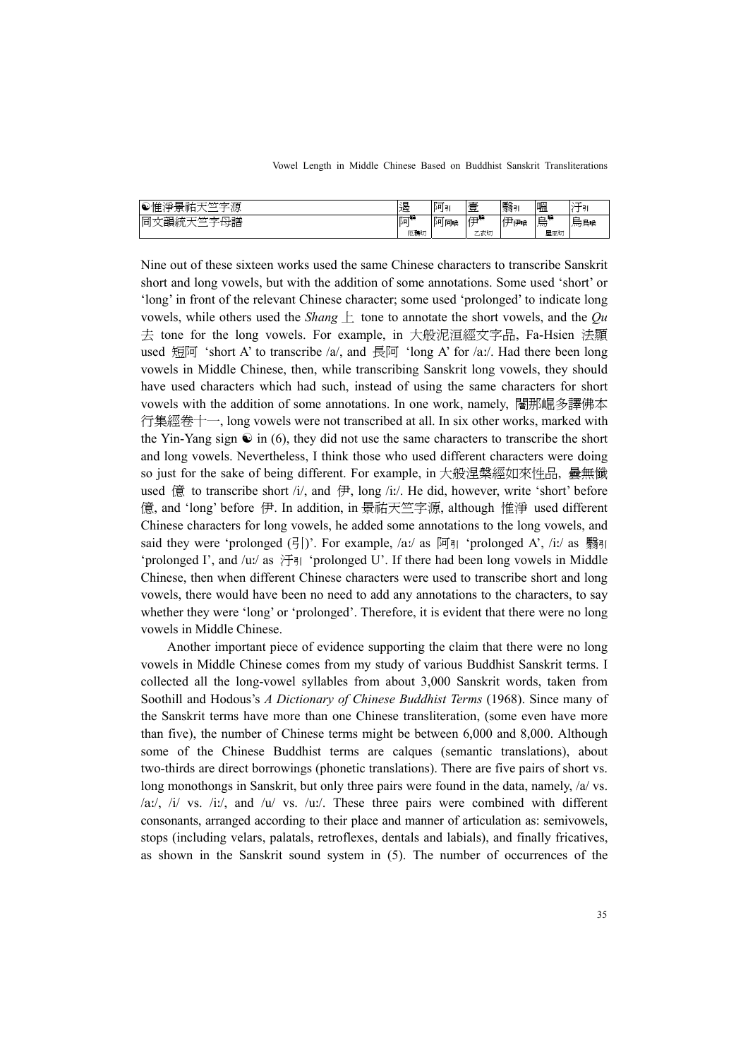| ☯惟淨景祐天竺字源 | 遏 | 阿引 | 壹 | 翳引 | 嗢 | 汙引 |
|---|---|---|---|---|---|---|
| 同文韻統天竺字母譜 | 阿上聲 厄雅切 | 阿阿長 | 伊上聲 乙衣切 | 伊伊長 | 烏上聲 屋客切 | 烏烏長 |

Nine out of these sixteen works used the same Chinese characters to transcribe Sanskrit short and long vowels, but with the addition of some annotations. Some used 'short' or 'long' in front of the relevant Chinese character; some used 'prolonged' to indicate long vowels, while others used the *Shang* 上 tone to annotate the short vowels, and the *Qu* 去 tone for the long vowels. For example, in 大般泥洹經文字品, Fa-Hsien 法顯 used 短阿 'short A' to transcribe /a/, and 長阿 'long A' for /aː/. Had there been long vowels in Middle Chinese, then, while transcribing Sanskrit long vowels, they should have used characters which had such, instead of using the same characters for short vowels with the addition of some annotations. In one work, namely, 闍那崛多譯佛本行集經卷十一, long vowels were not transcribed at all. In six other works, marked with the Yin-Yang sign ☯ in (6), they did not use the same characters to transcribe the short and long vowels. Nevertheless, I think those who used different characters were doing so just for the sake of being different. For example, in 大般涅槃經如來性品, 曇無讖 used 億 to transcribe short /i/, and 伊, long /iː/. He did, however, write 'short' before 億, and 'long' before 伊. In addition, in 景祐天竺字源, although 惟淨 used different Chinese characters for long vowels, he added some annotations to the long vowels, and said they were 'prolonged (引)'. For example, /aː/ as 阿引 'prolonged A', /iː/ as 翳引 'prolonged I', and /uː/ as 汙引 'prolonged U'. If there had been long vowels in Middle Chinese, then when different Chinese characters were used to transcribe short and long vowels, there would have been no need to add any annotations to the characters, to say whether they were 'long' or 'prolonged'. Therefore, it is evident that there were no long vowels in Middle Chinese.

Another important piece of evidence supporting the claim that there were no long vowels in Middle Chinese comes from my study of various Buddhist Sanskrit terms. I collected all the long-vowel syllables from about 3,000 Sanskrit words, taken from Soothill and Hodous's *A Dictionary of Chinese Buddhist Terms* (1968). Since many of the Sanskrit terms have more than one Chinese transliteration, (some even have more than five), the number of Chinese terms might be between 6,000 and 8,000. Although some of the Chinese Buddhist terms are calques (semantic translations), about two-thirds are direct borrowings (phonetic translations). There are five pairs of short vs. long monothongs in Sanskrit, but only three pairs were found in the data, namely, /a/ vs. /aː/, /i/ vs. /iː/, and /u/ vs. /uː/. These three pairs were combined with different consonants, arranged according to their place and manner of articulation as: semivowels, stops (including velars, palatals, retroflexes, dentals and labials), and finally fricatives, as shown in the Sanskrit sound system in (5). The number of occurrences of the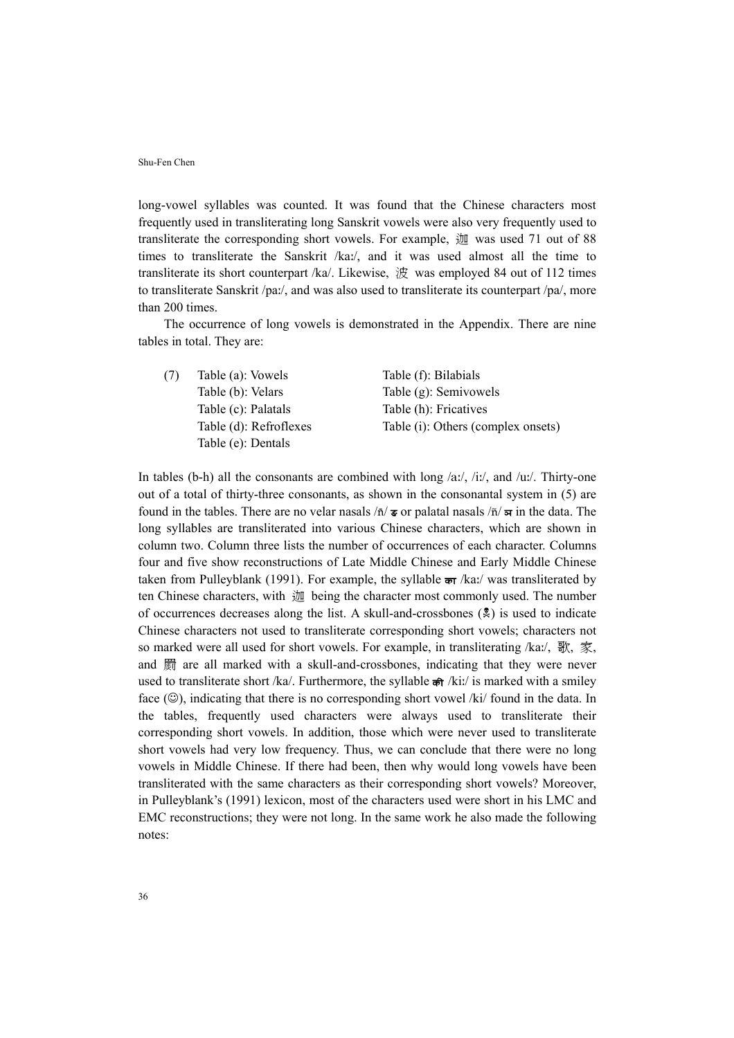long-vowel syllables was counted. It was found that the Chinese characters most frequently used in transliterating long Sanskrit vowels were also very frequently used to transliterate the corresponding short vowels. For example, 迦 was used 71 out of 88 times to transliterate the Sanskrit /kaː/, and it was used almost all the time to transliterate its short counterpart /ka/. Likewise, 波 was employed 84 out of 112 times to transliterate Sanskrit /paː/, and was also used to transliterate its counterpart /pa/, more than 200 times.

The occurrence of long vowels is demonstrated in the Appendix. There are nine tables in total. They are:

(7)
- Table (a): Vowels
- Table (b): Velars
- Table (c): Palatals
- Table (d): Refroflexes
- Table (e): Dentals
- Table (f): Bilabials
- Table (g): Semivowels
- Table (h): Fricatives
- Table (i): Others (complex onsets)

In tables (b-h) all the consonants are combined with long /aː/, /iː/, and /uː/. Thirty-one out of a total of thirty-three consonants, as shown in the consonantal system in (5) are found in the tables. There are no velar nasals /ṅ/ ङ or palatal nasals /ñ/ ञ in the data. The long syllables are transliterated into various Chinese characters, which are shown in column two. Column three lists the number of occurrences of each character. Columns four and five show reconstructions of Late Middle Chinese and Early Middle Chinese taken from Pulleyblank (1991). For example, the syllable का /kaː/ was transliterated by ten Chinese characters, with 迦 being the character most commonly used. The number of occurrences decreases along the list. A skull-and-crossbones (☠) is used to indicate Chinese characters not used to transliterate corresponding short vowels; characters not so marked were all used for short vowels. For example, in transliterating /kaː/, 歌, 家, and 罽 are all marked with a skull-and-crossbones, indicating that they were never used to transliterate short /ka/. Furthermore, the syllable की /kiː/ is marked with a smiley face (☺), indicating that there is no corresponding short vowel /ki/ found in the data. In the tables, frequently used characters were always used to transliterate their corresponding short vowels. In addition, those which were never used to transliterate short vowels had very low frequency. Thus, we can conclude that there were no long vowels in Middle Chinese. If there had been, then why would long vowels have been transliterated with the same characters as their corresponding short vowels? Moreover, in Pulleyblank's (1991) lexicon, most of the characters used were short in his LMC and EMC reconstructions; they were not long. In the same work he also made the following notes: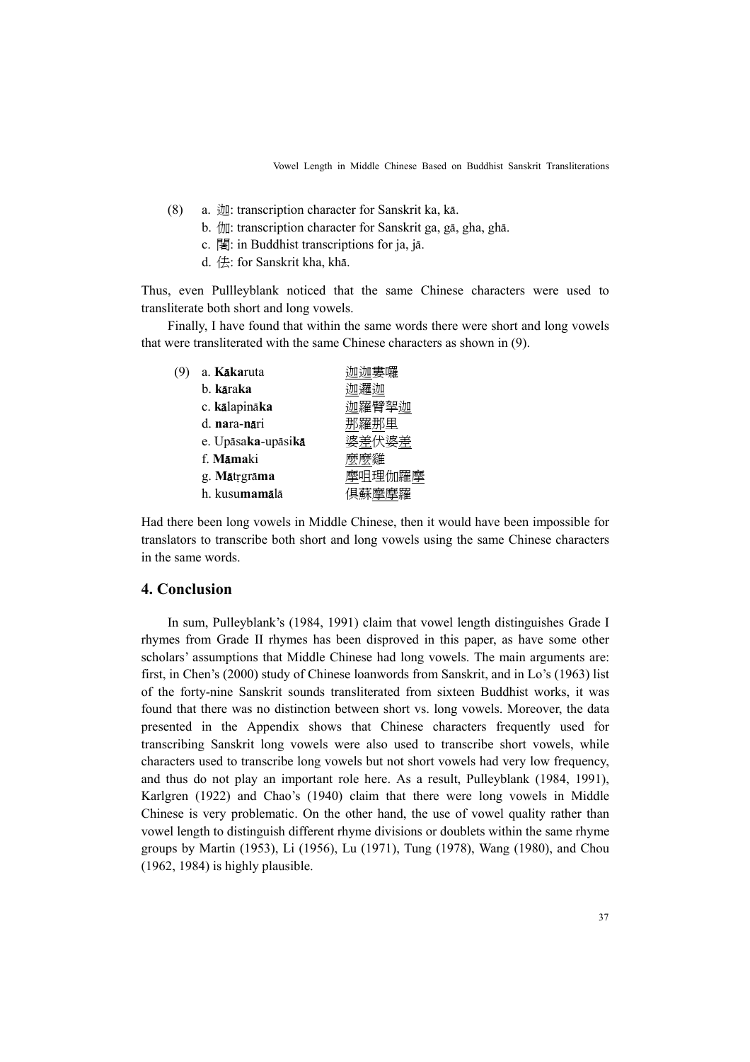(8) a. 迦: transcription character for Sanskrit ka, kā.
    b. 伽: transcription character for Sanskrit ga, gā, gha, ghā.
    c. 闍: in Buddhist transcriptions for ja, jā.
    d. 佉: for Sanskrit kha, khā.

Thus, even Pullleyblank noticed that the same Chinese characters were used to transliterate both short and long vowels.

Finally, I have found that within the same words there were short and long vowels that were transliterated with the same Chinese characters as shown in (9).

| (9) | | |
|---|---|---|
| | a. **Kāka**ruta | 迦迦婁囉 |
| | b. **kā**ra**ka** | 迦邏迦 |
| | c. **kā**lapinā**ka** | 迦羅臂拏迦 |
| | d. **na**ra-**nā**ri | 那羅那里 |
| | e. Upāsa**ka**-upāsi**kā** | 婆差伏婆差 |
| | f. **Māma**ki | 麼麼雞 |
| | g. **Mā**tṛgrā**ma** | 摩咀理伽羅摩 |
| | h. kusu**mamā**lā | 俱蘇摩摩羅 |

Had there been long vowels in Middle Chinese, then it would have been impossible for translators to transcribe both short and long vowels using the same Chinese characters in the same words.

## 4. Conclusion

In sum, Pulleyblank's (1984, 1991) claim that vowel length distinguishes Grade I rhymes from Grade II rhymes has been disproved in this paper, as have some other scholars' assumptions that Middle Chinese had long vowels. The main arguments are: first, in Chen's (2000) study of Chinese loanwords from Sanskrit, and in Lo's (1963) list of the forty-nine Sanskrit sounds transliterated from sixteen Buddhist works, it was found that there was no distinction between short vs. long vowels. Moreover, the data presented in the Appendix shows that Chinese characters frequently used for transcribing Sanskrit long vowels were also used to transcribe short vowels, while characters used to transcribe long vowels but not short vowels had very low frequency, and thus do not play an important role here. As a result, Pulleyblank (1984, 1991), Karlgren (1922) and Chao's (1940) claim that there were long vowels in Middle Chinese is very problematic. On the other hand, the use of vowel quality rather than vowel length to distinguish different rhyme divisions or doublets within the same rhyme groups by Martin (1953), Li (1956), Lu (1971), Tung (1978), Wang (1980), and Chou (1962, 1984) is highly plausible.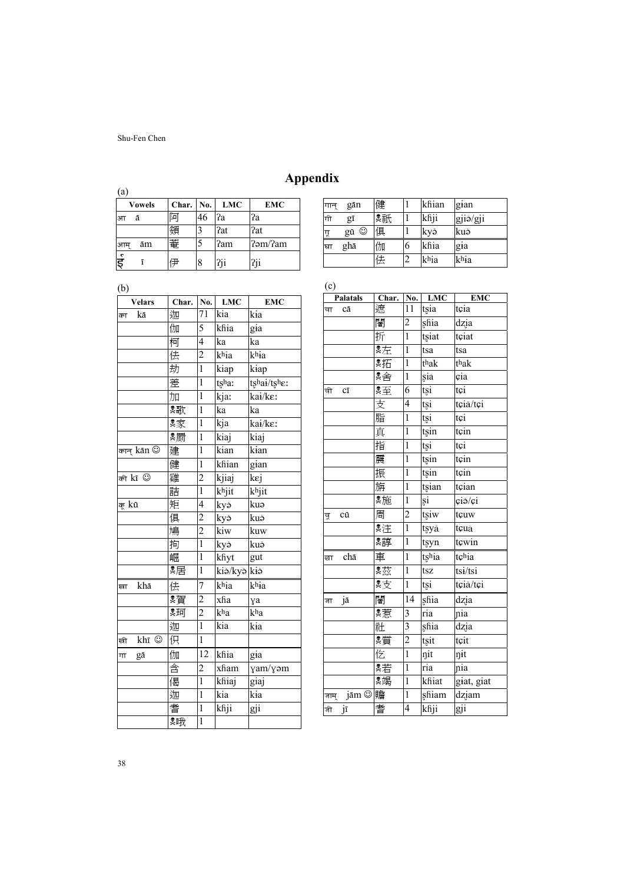# Appendix

(a)

| Vowels | Char. | No. | LMC | EMC |
|---|---|---|---|---|
| आ ā | 阿 | 46 | ʔa | ʔa |
| | 頞 | 3 | ʔat | ʔat |
| आम् ām | 菴 | 5 | ʔam | ʔəm/ʔam |
| इ ī | 伊 | 8 | ʔji | ʔji |

(b)

| Velars | Char. | No. | LMC | EMC |
|---|---|---|---|---|
| का kā | 迦 | 71 | kia | kɨa |
| | 伽 | 5 | kɦia | gɨa |
| | 柯 | 4 | ka | ka |
| | 佉 | 2 | kʰia | kʰɨa |
| | 劫 | 1 | kiap | kɨap |
| | 差 | 1 | tʂʰaː | tʂʰaɨ/tʂʰɛː |
| | 加 | 1 | kjaː | kaɨ/kɛː |
| | ✻歌 | 1 | ka | ka |
| | ✻家 | 1 | kja | kaɨ/kɛː |
| | ✻罽 | 1 | kiaj | kiaj |
| कान् kān ☺ | 建 | 1 | kian | kɨan |
| | 健 | 1 | kɦian | gɨan |
| की kī ☺ | 雞 | 2 | kjiaj | kɛj |
| | 詰 | 1 | kʰjit | kʰjit |
| कू kū | 矩 | 4 | kyə | kuə |
| | 俱 | 2 | kyə | kuə̆ |
| | 鳩 | 2 | kiw | kuw |
| | 拘 | 1 | kyə | kuə |
| | 崛 | 1 | kɦyt | gut |
| | ✻居 | 1 | kiə/kyə | kɨə |
| खा khā | 佉 | 7 | kʰia | kʰɨa |
| | ✻賀 | 2 | xɦa | ɣa |
| | ✻珂 | 2 | kʰa | kʰa |
| | 迦 | 1 | kia | kɨa |
| खी khī ☺ | 吱 | 1 | | |
| गा gā | 伽 | 12 | kɦia | gɨa |
| | 含 | 2 | xɦam | ɣam/ɣəm |
| | 偈 | 1 | kɦiaj | giaj |
| | 迦 | 1 | kia | kɨa |
| | 耆 | 1 | kɦji | gji |
| | ✻哦 | 1 | | |
| गान् gān | 健 | 1 | kɦian | gɨan |
| गी gī | ✻祇 | 1 | kɦji | gjiə̆/gji |
| गू gū ☺ | 俱 | 1 | kyə | kuə̆ |
| घा ghā | 伽 | 6 | kɦia | gɨa |
| | 佉 | 2 | kʰia | kʰɨa |

(c)

| Palatals | Char. | No. | LMC | EMC |
|---|---|---|---|---|
| चा cā | 遮 | 11 | tʂia | tɕia |
| | 闍 | 2 | ʂɦia | dʑia |
| | 折 | 1 | tʂiat | tɕiat |
| | ✻左 | 1 | tsa | tsa |
| | ✻拓 | 1 | tʰak | tʰak |
| | ✻舍 | 1 | ʂia | ɕia |
| ची cī | ✻至 | 6 | tʂi | tɕi |
| | 支 | 4 | tʂi | tɕiə̆/tɕi |
| | 脂 | 1 | tʂi | tɕi |
| | 真 | 1 | tʂin | tɕin |
| | 指 | 1 | tʂi | tɕi |
| | 震 | 1 | tʂin | tɕin |
| | 振 | 1 | tʂin | tɕin |
| | 旃 | 1 | tʂian | tɕian |
| | ✻施 | 1 | ʂi | ɕiə̆/ɕi |
| चू cū | 周 | 2 | tʂiw | tɕuw |
| | ✻注 | 1 | tʂyə̆ | tɕuə̆ |
| | ✻諄 | 1 | tʂyn | tɕwin |
| छा chā | 車 | 1 | tʂʰia | tɕʰia |
| | ✻茲 | 1 | tsz | tsɨ/tsi |
| | ✻支 | 1 | tʂi | tɕiə̆/tɕi |
| जा jā | 闍 | 14 | ʂɦia | dʑia |
| | ✻惹 | 3 | ria | ɲia |
| | 社 | 3 | ʂɦia | dʑia |
| | ✻質 | 2 | tʂit | tɕit |
| | 仡 | 1 | ŋit | ŋɨt |
| | ✻若 | 1 | ria | ɲia |
| | ✻竭 | 1 | kɦiat | giat, gɨat |
| जाम् jām ☺ | 贍 | 1 | ʂɦiam | dʑiam |
| जी jī | 耆 | 4 | kɦji | gji |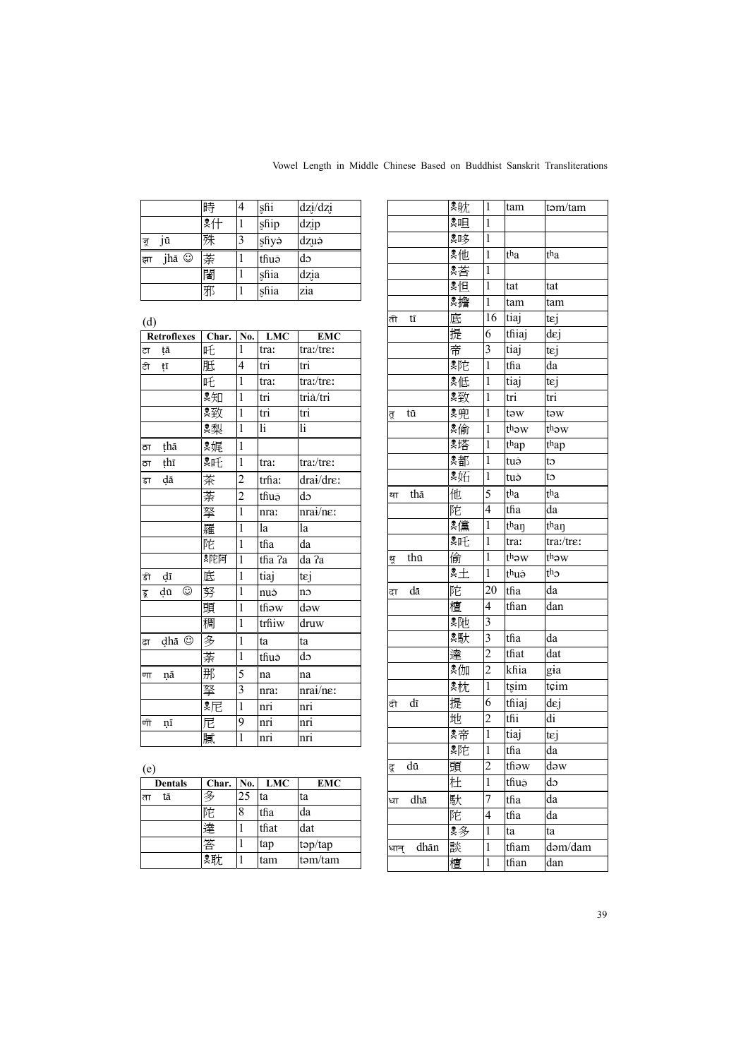| | Char. | No. | LMC | EMC |
|---|---|---|---|---|
| | 時 | 4 | ʂɦi | dzi̯/dzi̯ |
| | ※什 | 1 | ʂɦip | dzi̯p |
| जू jū | 殊 | 3 | ʂɦyə | dzu̯ə |
| झा jhā ☺ | 荼 | 1 | tɦuə | dɔ |
| | 闍 | 1 | ʂɦia | dzi̯a |
| | 邪 | 1 | ʂɦia | zia |

(d)

| Retroflexes | Char. | No. | LMC | EMC |
|---|---|---|---|---|
| टा ṭā | 吒 | 1 | traː | traː/trɛː |
| टी ṭī | 胝 | 4 | tri | tri |
| | 吒 | 1 | traː | traː/trɛː |
| | ※知 | 1 | tri | triă/tri |
| | ※致 | 1 | tri | tri |
| | ※梨 | 1 | li | li |
| ठा ṭhā | ※娓 | 1 | | |
| ठा ṭhī | ※吒 | 1 | traː | traː/trɛː |
| डा ḍā | 荼 | 2 | trɦaː | drai/drɛː |
| | 荼 | 2 | tɦuə | dɔ |
| | 拏 | 1 | nraː | nrai/nɛː |
| | 羅 | 1 | la | la |
| | 陀 | 1 | tɦa | da |
| | ※陀阿 | 1 | tɦa ʔa | da ʔa |
| डी ḍī | 底 | 1 | tiaj | tɛj |
| डू ḍū ☺ | 努 | 1 | nuə | nɔ |
| | 頭 | 1 | tɦəw | dəw |
| | 稠 | 1 | trɦiw | druw |
| ढा ḍhā ☺ | 多 | 1 | ta | ta |
| | 荼 | 1 | tɦuə | dɔ |
| णा ṇā | 那 | 5 | na | na |
| | 拏 | 3 | nraː | nrai/nɛː |
| | ※尼 | 1 | nri | nri |
| णी ṇī | 尼 | 9 | nri | nri |
| | 膩 | 1 | nri | nri |

(e)

| Dentals | Char. | No. | LMC | EMC |
|---|---|---|---|---|
| ता tā | 多 | 25 | ta | ta |
| | 陀 | 8 | tɦa | da |
| | 達 | 1 | tɦat | dat |
| | 答 | 1 | tap | təp/tap |
| | ※耽 | 1 | tam | təm/tam |
| | ※躭 | 1 | tam | təm/tam |
| | ※咀 | 1 | | |
| | ※哆 | 1 | | |
| | ※他 | 1 | tʰa | tʰa |
| | ※苔 | 1 | | |
| | ※怛 | 1 | tat | tat |
| | ※擔 | 1 | tam | tam |
| ती tī | 底 | 16 | tiaj | tɛj |
| | 提 | 6 | tɦiaj | dɛj |
| | 帝 | 3 | tiaj | tɛj |
| | ※陀 | 1 | tɦa | da |
| | ※低 | 1 | tiaj | tɛj |
| | ※致 | 1 | tri | tri |
| तू tū | ※兜 | 1 | təw | təw |
| | ※偷 | 1 | tʰəw | tʰəw |
| | ※塔 | 1 | tʰap | tʰap |
| | ※都 | 1 | tuə | tɔ |
| | ※妒 | 1 | tuə | tɔ |
| था thā | 他 | 5 | tʰa | tʰa |
| | 陀 | 4 | tɦa | da |
| | ※儻 | 1 | tʰaŋ | tʰaŋ |
| | ※吒 | 1 | traː | traː/trɛː |
| थू thū | 偷 | 1 | tʰəw | tʰəw |
| | ※土 | 1 | tʰuə | tʰɔ |
| दा dā | 陀 | 20 | tɦa | da |
| | 檀 | 4 | tɦan | dan |
| | ※陁 | 3 | | |
| | ※馱 | 3 | tɦa | da |
| | 達 | 2 | tɦat | dat |
| | ※伽 | 2 | kɦia | gia |
| | ※枕 | 1 | tʂim | tɕim |
| दी dī | 提 | 6 | tɦiaj | dɛj |
| | 地 | 2 | tɦi | di |
| | ※帝 | 1 | tiaj | tɛj |
| | ※陀 | 1 | tɦa | da |
| दू dū | 頭 | 2 | tɦəw | dəw |
| | 杜 | 1 | tɦuə | dɔ |
| धा dhā | 馱 | 7 | tɦa | da |
| | 陀 | 4 | tɦa | da |
| | ※多 | 1 | ta | ta |
| धान् dhān | 談 | 1 | tɦam | dəm/dam |
| | 檀 | 1 | tɦan | dan |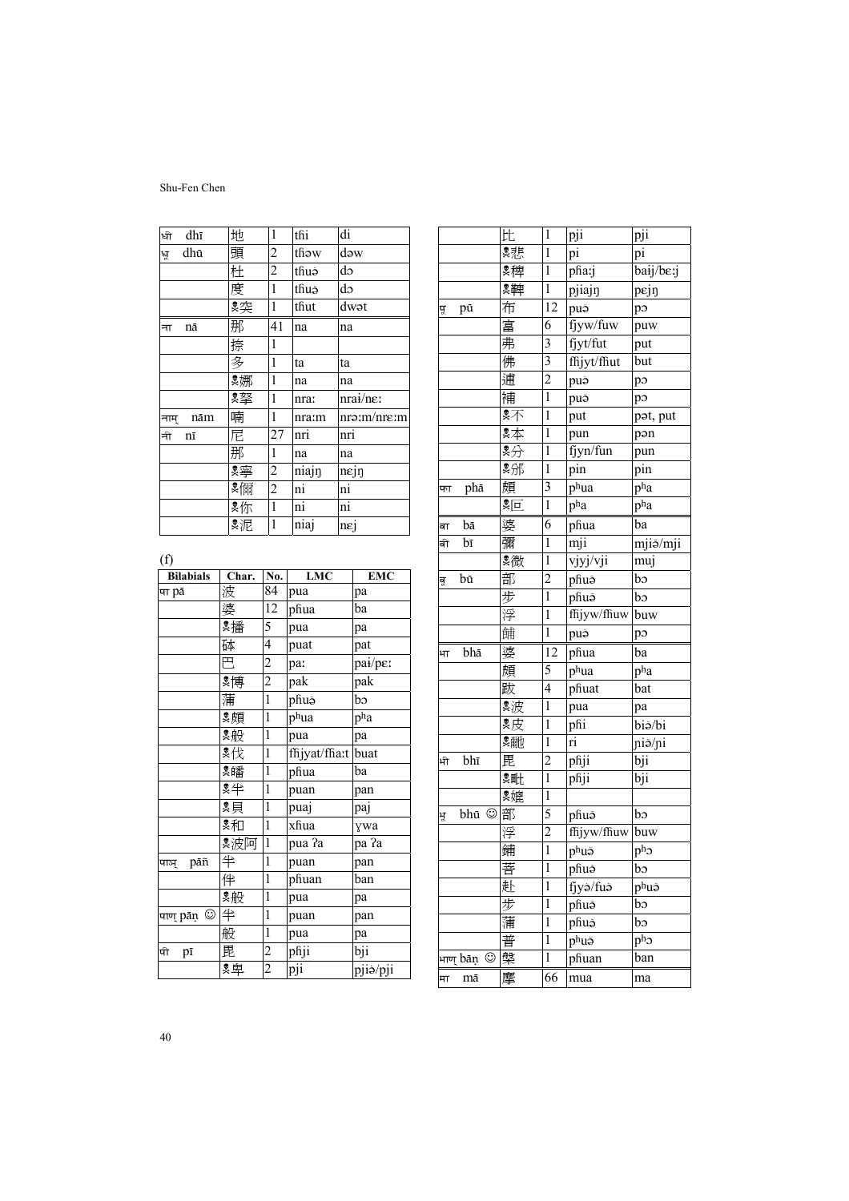| | | | | |
|---|---|---|---|---|
| धी dhī | 地 | 1 | ɦi | di |
| धू dhū | 頭 | 2 | ɦəw | dəw |
| | 杜 | 2 | ɦuə | dɔ |
| | 度 | 1 | ɦuə | dɔ |
| | ☠突 | 1 | ɦut | dwət |
| ना nā | 那 | 41 | na | na |
| | 捺 | 1 | | |
| | 多 | 1 | ta | ta |
| | ☠娜 | 1 | na | na |
| | ☠挐 | 1 | nraː | nraɨ/nɛː |
| नाम् nām | 喃 | 1 | nraːm | nrəːm/nrɛːm |
| नी nī | 尼 | 27 | nri | nri |
| | 那 | 1 | na | na |
| | ☠寧 | 2 | niajŋ | nɛjŋ |
| | ☠儞 | 2 | ni | ni |
| | ☠你 | 1 | ni | ni |
| | ☠泥 | 1 | niaj | nɛj |

(f)

| Bilabials | Char. | No. | LMC | EMC |
|---|---|---|---|---|
| पा pā | 波 | 84 | pua | pa |
| | 婆 | 12 | pɦua | ba |
| | ☠播 | 5 | pua | pa |
| | 砵 | 4 | puat | pat |
| | 巴 | 2 | paː | paɨ/pɛː |
| | ☠博 | 2 | pak | pak |
| | 蒲 | 1 | pɦuə | bɔ |
| | ☠頗 | 1 | pʰua | pʰa |
| | ☠般 | 1 | pua | pa |
| | ☠伐 | 1 | fɦjyat/fɦaːt | buat |
| | ☠皤 | 1 | pɦua | ba |
| | ☠半 | 1 | puan | pan |
| | ☠貝 | 1 | puaj | paj |
| | ☠和 | 1 | xɦua | ɣwa |
| | ☠波阿 | 1 | pua ʔa | pa ʔa |
| पाञ् pāñ | 半 | 1 | puan | pan |
| | 伴 | 1 | pɦuan | ban |
| | ☠般 | 1 | pua | pa |
| पाण् pāṇ ☺ | 半 | 1 | puan | pan |
| | 般 | 1 | pua | pa |
| पी pī | 毘 | 2 | pɦji | bji |
| | ☠卑 | 2 | pji | pjiə/pji |
| | 比 | 1 | pji | pji |
| | ☠悲 | 1 | pi | pi |
| | ☠稗 | 1 | pɦaːj | baɨj/bɛːj |
| | ☠鞞 | 1 | pjiajŋ | pɛjŋ |
| पू pū | 布 | 12 | puə | pɔ |
| | 富 | 6 | fjyw/fuw | puw |
| | 弗 | 3 | fjyt/fut | put |
| | 佛 | 3 | fɦjyt/fɦut | but |
| | 逋 | 2 | puə | pɔ |
| | 補 | 1 | puə | pɔ |
| | ☠不 | 1 | put | pət, put |
| | ☠本 | 1 | pun | pən |
| | ☠分 | 1 | fjyn/fun | pun |
| | ☠邠 | 1 | pin | pin |
| फा phā | 頗 | 3 | pʰua | pʰa |
| | ☠叵 | 1 | pʰa | pʰa |
| बा bā | 婆 | 6 | pɦua | ba |
| बी bī | 彌 | 1 | mji | mjiə/mji |
| | ☠微 | 1 | vjyj/vji | muj |
| बू bū | 部 | 2 | pɦuə̉ | bɔ |
| | 步 | 1 | pɦuə̉ | bɔ |
| | 浮 | 1 | fɦjyw/fɦuw | buw |
| | 餔 | 1 | puə | pɔ |
| भा bhā | 婆 | 12 | pɦua | ba |
| | 頗 | 5 | pʰua | pʰa |
| | 跋 | 4 | pɦuat | bat |
| | ☠波 | 1 | pua | pa |
| | ☠皮 | 1 | pɦi | biə/bi |
| | ☠醜 | 1 | ri | ɲiə/ɲi |
| भी bhī | 毘 | 2 | pɦji | bji |
| | ☠毗 | 1 | pɦji | bji |
| | ☠媲 | 1 | | |
| भू bhū ☺ | 部 | 5 | pɦuə̉ | bɔ |
| | 浮 | 2 | fɦjyw/fɦuw | buw |
| | 鋪 | 1 | pʰuə | pʰɔ |
| | 菩 | 1 | pɦuə | bɔ |
| | 赴 | 1 | fjyə/fuə | pʰuə |
| | 步 | 1 | pɦuə̉ | bɔ |
| | 蒲 | 1 | pɦuə | bɔ |
| | 普 | 1 | pʰuə̉ | pʰɔ |
| भाण् bāṇ ☺ | 槃 | 1 | pɦuan | ban |
| मा mā | 摩 | 66 | mua | ma |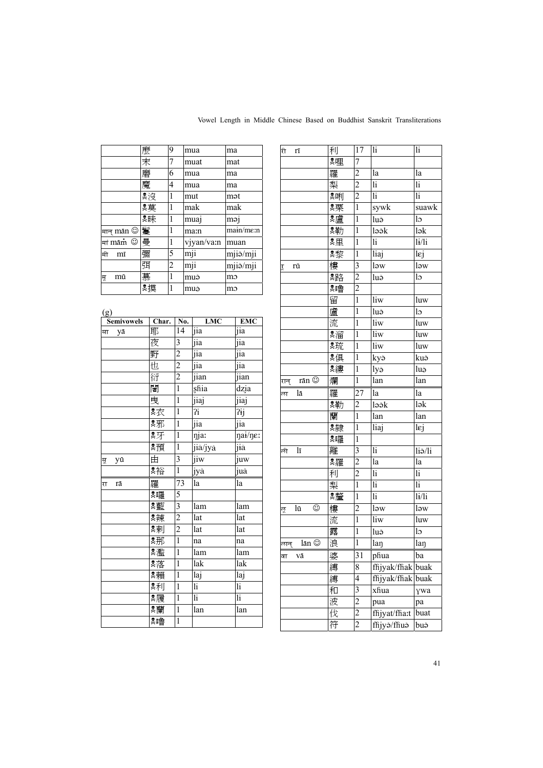|  | 麽 | 9 | mua | ma |
|---|---|---|---|---|
|  | 末 | 7 | muat | mat |
|  | 磨 | 6 | mua | ma |
|  | 魔 | 4 | mua | ma |
|  | ᴥ沒 | 1 | mut | mət |
|  | ᴥ莫 | 1 | mak | mak |
|  | ᴥ昧 | 1 | muaj | məj |
| मान् mān ☺ | 鬘 | 1 | maːn | main/mɛːn |
| मां māṁ ☺ | 曼 | 1 | vjyan/vaːn | muan |
| मी mī | 彌 | 5 | mji | mjiə/mji |
|  | 弭 | 2 | mji | mjiə/mji |
| मू mū | 慕 | 1 | muə̆ | mɔ |
|  | ᴥ摸 | 1 | muə̆ | mɔ |

(g)

| Semivowels | Char. | No. | LMC | EMC |
|---|---|---|---|---|
| या yā | 耶 | 14 | jia | jia |
|  | 夜 | 3 | jia | jia |
|  | 野 | 2 | jia | jia |
|  | 也 | 2 | jia | jia |
|  | 衍 | 2 | jian | jian |
|  | 闍 | 1 | ʂɦia | dʑa |
|  | 曳 | 1 | jiaj | jiaj |
|  | ᴥ衣 | 1 | ʔi | ʔij |
|  | ᴥ邪 | 1 | jia | jia |
|  | ᴥ牙 | 1 | ŋjaː | ŋaɨ/ŋɛː |
|  | ᴥ預 | 1 | jiə̆/jyə̆ | jɨə̆ |
| यू yū | 由 | 3 | jiw | juw |
|  | ᴥ裕 | 1 | jyə̆ | juə̆ |
| रा rā | 羅 | 73 | la | la |
|  | ᴥ囉 | 5 |  |  |
|  | ᴥ藍 | 3 | lam | lam |
|  | ᴥ辣 | 2 | lat | lat |
|  | ᴥ剌 | 2 | lat | lat |
|  | ᴥ那 | 1 | na | na |
|  | ᴥ濫 | 1 | lam | lam |
|  | ᴥ落 | 1 | lak | lak |
|  | ᴥ賴 | 1 | laj | laj |
|  | ᴥ利 | 1 | li | li |
|  | ᴥ履 | 1 | li | li |
|  | ᴥ蘭 | 1 | lan | lan |
|  | ᴥ嚕 | 1 |  |  |

| री rī | 利 | 17 | li | li |
|---|---|---|---|---|
|  | ᴥ哩 | 7 |  |  |
|  | 羅 | 2 | la | la |
|  | 梨 | 2 | li | li |
|  | ᴥ唎 | 2 | li | li |
|  | ᴥ栗 | 1 | sywk | suawk |
|  | ᴥ盧 | 1 | luə̆ | lɔ |
|  | ᴥ勒 | 1 | ləə̆k | lək |
|  | ᴥ里 | 1 | li | lɨ/li |
|  | ᴥ黎 | 1 | liaj | lɛj |
| रू rū | 樓 | 3 | ləw | ləw |
|  | ᴥ路 | 2 | luə̆ | lɔ |
|  | ᴥ嚕 | 2 |  |  |
|  | 留 | 1 | liw | luw |
|  | 盧 | 1 | luə̆ | lɔ |
|  | 流 | 1 | liw | luw |
|  | ᴥ溜 | 1 | liw | luw |
|  | ᴥ琉 | 1 | liw | luw |
|  | ᴥ俱 | 1 | kyə̆ | kuə̆ |
|  | ᴥ縷 | 1 | lyə̆ | luə̆ |
| रान् rān ☺ | 爛 | 1 | lan | lan |
| ला lā | 羅 | 27 | la | la |
|  | ᴥ勒 | 2 | ləə̆k | lək |
|  | 蘭 | 1 | lan | lan |
|  | ᴥ隸 | 1 | liaj | lɛj |
|  | ᴥ囉 | 1 |  |  |
| ली lī | 離 | 3 | li | liə/li |
|  | ᴥ羅 | 2 | la | la |
|  | 利 | 2 | li | li |
|  | 梨 | 1 | li | li |
|  | ᴥ釐 | 1 | li | lɨ/li |
| लू lū ☺ | 樓 | 2 | ləw | ləw |
|  | 流 | 1 | liw | luw |
|  | 露 | 1 | luə̆ | lɔ |
| लान् lān ☺ | 浪 | 1 | laŋ | laŋ |
| वा vā | 婆 | 31 | pɦua | ba |
|  | 縛 | 8 | fɦjyak/fɦak | buak |
|  | 縛 | 4 | fɦjyak/fɦak | buak |
|  | 和 | 3 | xɦua | ɣwa |
|  | 波 | 2 | pua | pa |
|  | 伐 | 2 | fɦjyat/fɦaːt | buat |
|  | 符 | 2 | fɦjyə̆/fɦuə̆ | buə̆ |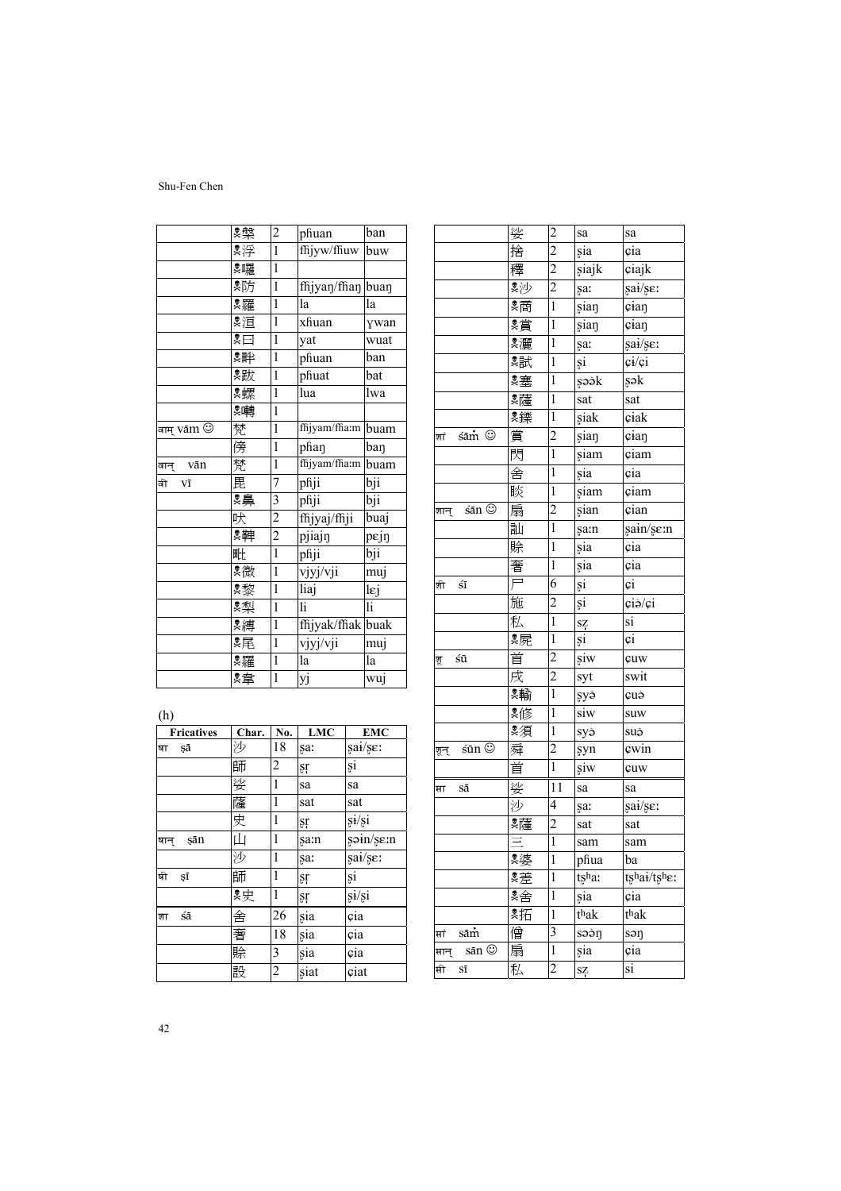| | 槃 | 2 | pɦuan | ban |
|---|---|---|---|---|
| | 浮 | 1 | ɦjyw/ɦuw | buw |
| | 囉 | 1 | | |
| | 防 | 1 | ɦjyaŋ/ɦaŋ | buaŋ |
| | 羅 | 1 | la | la |
| | 洹 | 1 | xɦuan | ɣwan |
| | 曰 | 1 | yat | wuat |
| | 畔 | 1 | pɦuan | ban |
| | 跋 | 1 | pɦuat | bat |
| | 騾 | 1 | lua | lwa |
| | 囀 | 1 | | |
| वाम् vām ☺ | 梵 | 1 | ɦjyam/ɦa:m | buam |
| | 傍 | 1 | pɦaŋ | baŋ |
| वान् vān | 梵 | 1 | ɦjyam/ɦa:m | buam |
| वी vī | 毘 | 7 | pɦji | bji |
| | 鼻 | 3 | pɦji | bji |
| | 吠 | 2 | ɦjyaj/ɦji | buaj |
| | 鞞 | 2 | pjiajŋ | pɛjŋ |
| | 毗 | 1 | pɦji | bji |
| | 微 | 1 | vjyj/vji | muj |
| | 黎 | 1 | liaj | lɛj |
| | 梨 | 1 | li | li |
| | 縛 | 1 | ɦjyak/ɦak | buak |
| | 尾 | 1 | vjyj/vji | muj |
| | 羅 | 1 | la | la |
| | 韋 | 1 | yj | wuj |

(h)

| Fricatives | Char. | No. | LMC | EMC |
|---|---|---|---|---|
| षा ṣā | 沙 | 18 | ʂa: | ʂaɨ/ʂɛ: |
| | 師 | 2 | ʂɽ | ʂi |
| | 娑 | 1 | sa | sa |
| | 薩 | 1 | sat | sat |
| | 史 | 1 | ʂɽ | ʂɨ/ʂi |
| षान् ṣān | 山 | 1 | ʂa:n | ʂəɨn/ʂɛ:n |
| | 沙 | 1 | ʂa: | ʂaɨ/ʂɛ: |
| षी ṣī | 師 | 1 | ʂɽ | ʂi |
| | 史 | 1 | ʂɽ | ʂɨ/ʂi |
| शा śā | 舍 | 26 | ʂia | ɕia |
| | 奢 | 18 | ʂia | ɕia |
| | 賒 | 3 | ʂia | ɕia |
| | 設 | 2 | ʂiat | ɕiat |
| | 娑 | 2 | sa | sa |
| | 捨 | 2 | ʂia | ɕia |
| | 釋 | 2 | ʂiajk | ɕiajk |
| | 沙 | 2 | ʂa: | ʂaɨ/ʂɛ: |
| | 商 | 1 | ʂiaŋ | ɕiaŋ |
| | 賞 | 1 | ʂiaŋ | ɕiaŋ |
| | 灑 | 1 | ʂa: | ʂaɨ/ʂɛ: |
| | 試 | 1 | ʂi | ɕɨ/ɕi |
| | 塞 | 1 | ʂəək | ʂək |
| | 薩 | 1 | sat | sat |
| | 鑠 | 1 | ʂiak | ɕiak |
| शां śāṁ ☺ | 賞 | 2 | ʂiaŋ | ɕiaŋ |
| | 閃 | 1 | ʂiam | ɕiam |
| | 舍 | 1 | ʂia | ɕia |
| | 睒 | 1 | ʂiam | ɕiam |
| शान् śān ☺ | 扇 | 2 | ʂian | ɕian |
| | 訕 | 1 | ʂa:n | ʂaɨn/ʂɛ:n |
| | 賒 | 1 | ʂia | ɕia |
| | 奢 | 1 | ʂia | ɕia |
| शी śī | 尸 | 6 | ʂi | ɕi |
| | 施 | 2 | ʂi | ɕiə/ɕi |
| | 私 | 1 | sɽ | si |
| | 屍 | 1 | ʂi | ɕi |
| शू śū | 首 | 2 | ʂiw | ɕuw |
| | 戌 | 2 | syt | swit |
| | 輸 | 1 | ʂyə | ɕuə |
| | 修 | 1 | siw | suw |
| | 須 | 1 | syə | suə |
| शून् śūn ☺ | 舜 | 2 | ʂyn | ɕwin |
| | 首 | 1 | ʂiw | ɕuw |
| सा sā | 娑 | 11 | sa | sa |
| | 沙 | 4 | ʂa: | ʂaɨ/ʂɛ: |
| | 薩 | 2 | sat | sat |
| | 三 | 1 | sam | sam |
| | 婆 | 1 | pɦua | ba |
| | 差 | 1 | tʂʰa: | tʂʰaɨ/tʂʰɛ: |
| | 舍 | 1 | ʂia | ɕia |
| | 拓 | 1 | tʰak | tʰak |
| सां sāṁ | 僧 | 3 | səəŋ | səŋ |
| सान् sān ☺ | 扇 | 1 | ʂia | ɕia |
| सी sī | 私 | 2 | sɽ | si |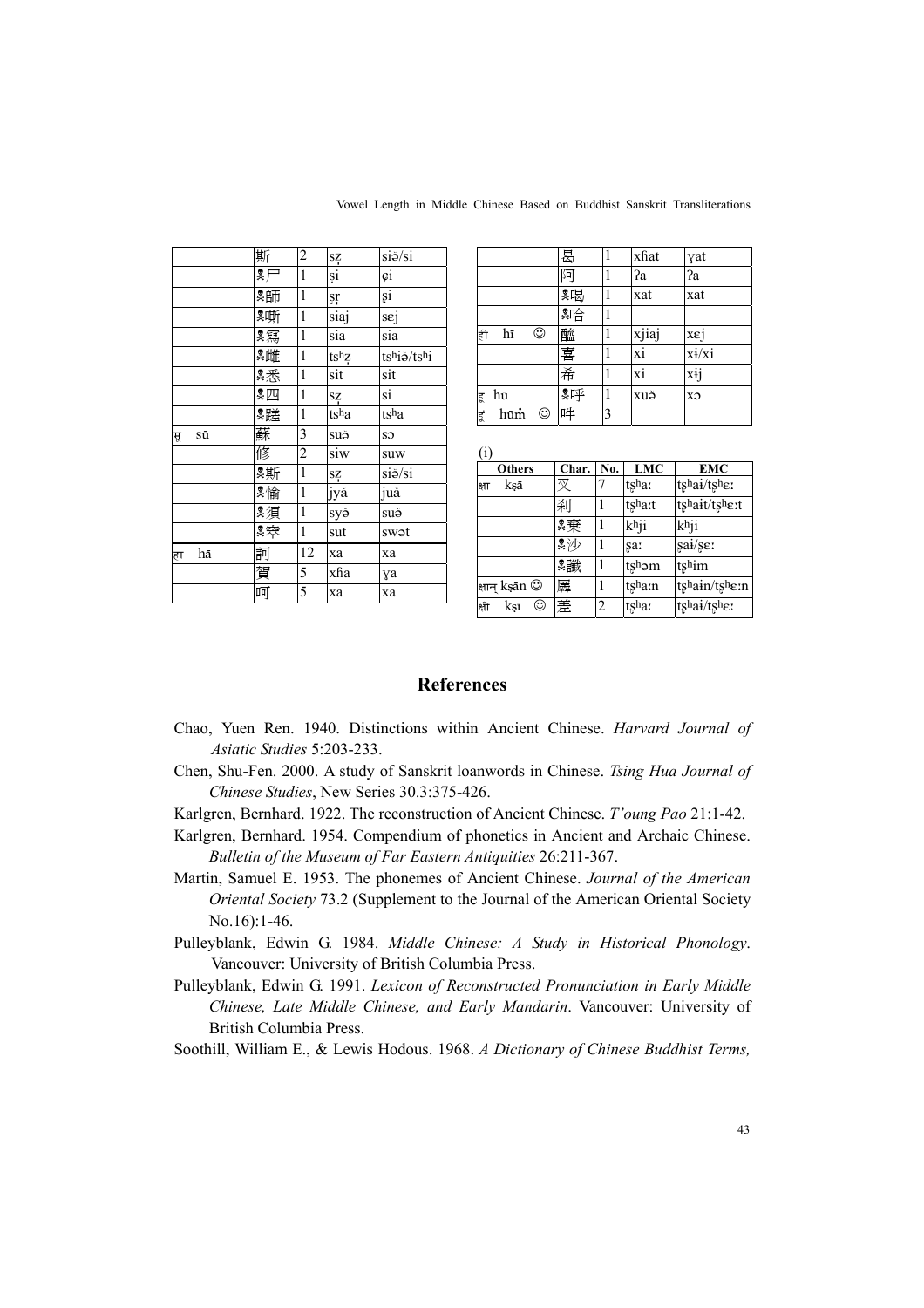|  | 斯 | 2 | sẓ | siə/si |
|---|---|---|---|---|
|  | ※尸 | 1 | ṣi | ɕi |
|  | ※師 | 1 | ṣr̩ | ṣi |
|  | ※嘶 | 1 | siaj | sɛj |
|  | ※寫 | 1 | sia | sia |
|  | ※雌 | 1 | tsʰẓ | tsʰiə/tsʰi |
|  | ※悉 | 1 | sit | sit |
|  | ※四 | 1 | sẓ | si |
|  | ※蹉 | 1 | tsʰa | tsʰa |
| सू sū | 蘇 | 3 | suə | sɔ |
|  | 修 | 2 | siw | suw |
|  | ※斯 | 1 | sẓ | siə/si |
|  | ※愉 | 1 | jyà | juà |
|  | ※須 | 1 | syə | suə |
|  | ※窣 | 1 | sut | swət |
| हा hā | 訶 | 12 | xa | xa |
|  | 賀 | 5 | xɦa | ɣa |
|  | 呵 | 5 | xa | xa |

|  | 曷 | 1 | xɦat | ɣat |
|---|---|---|---|---|
|  | 阿 | 1 | ʔa | ʔa |
|  | ※喝 | 1 | xat | xat |
|  | ※哈 | 1 |  |  |
| ही hī ☺ | 醯 | 1 | xjiaj | xɛj |
|  | 喜 | 1 | xi | xi/xi |
|  | 希 | 1 | xi | xɨj |
| हू hū | ※呼 | 1 | xuə | xɔ |
| हूं hūṁ ☺ | 吽 | 3 |  |  |

(i)

| Others | Char. | No. | LMC | EMC |
|---|---|---|---|---|
| क्षा kṣā | 叉 | 7 | tʂʰaː | tʂʰai/tʂʰɛː |
|  | 剎 | 1 | tʂʰaːt | tʂʰait/tʂʰɛːt |
|  | ※棄 | 1 | kʰji | kʰji |
|  | ※沙 | 1 | ʂaː | ʂai/ʂɛː |
|  | ※讖 | 1 | tʂʰəm | tʂʰim |
| क्षान् kṣān ☺ | 羼 | 1 | tʂʰaːn | tʂʰain/tʂʰɛːn |
| क्षी kṣī ☺ | 差 | 2 | tʂʰaː | tʂʰai/tʂʰɛː |

## References

Chao, Yuen Ren. 1940. Distinctions within Ancient Chinese. *Harvard Journal of Asiatic Studies* 5:203-233.

Chen, Shu-Fen. 2000. A study of Sanskrit loanwords in Chinese. *Tsing Hua Journal of Chinese Studies*, New Series 30.3:375-426.

Karlgren, Bernhard. 1922. The reconstruction of Ancient Chinese. *T'oung Pao* 21:1-42.

Karlgren, Bernhard. 1954. Compendium of phonetics in Ancient and Archaic Chinese. *Bulletin of the Museum of Far Eastern Antiquities* 26:211-367.

Martin, Samuel E. 1953. The phonemes of Ancient Chinese. *Journal of the American Oriental Society* 73.2 (Supplement to the Journal of the American Oriental Society No.16):1-46.

Pulleyblank, Edwin G. 1984. *Middle Chinese: A Study in Historical Phonology*. Vancouver: University of British Columbia Press.

Pulleyblank, Edwin G. 1991. *Lexicon of Reconstructed Pronunciation in Early Middle Chinese, Late Middle Chinese, and Early Mandarin*. Vancouver: University of British Columbia Press.

Soothill, William E., & Lewis Hodous. 1968. *A Dictionary of Chinese Buddhist Terms,*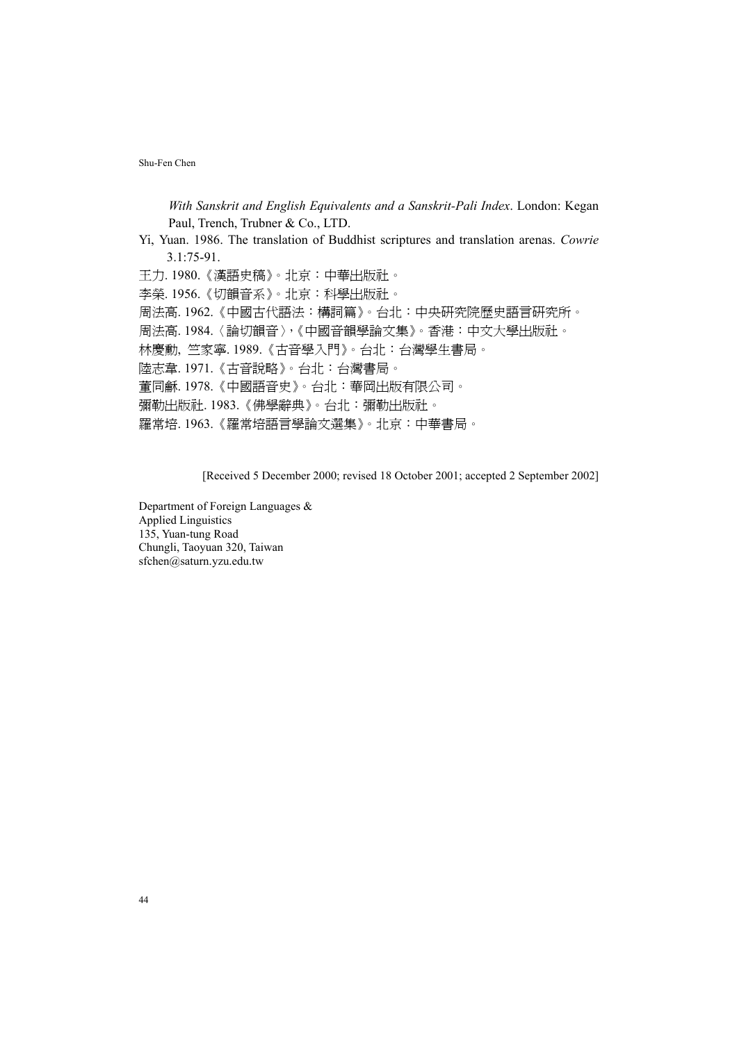*With Sanskrit and English Equivalents and a Sanskrit-Pali Index*. London: Kegan Paul, Trench, Trubner & Co., LTD.

Yi, Yuan. 1986. The translation of Buddhist scriptures and translation arenas. *Cowrie* 3.1:75-91.

王力. 1980.《漢語史稿》。北京：中華出版社。

李榮. 1956.《切韻音系》。北京：科學出版社。

周法高. 1962.《中國古代語法：構詞篇》。台北：中央研究院歷史語言研究所。

周法高. 1984.〈論切韻音〉,《中國音韻學論文集》。香港：中文大學出版社。

林慶勳, 竺家寧. 1989.《古音學入門》。台北：台灣學生書局。

陸志韋. 1971.《古音說略》。台北：台灣書局。

董同龢. 1978.《中國語音史》。台北：華岡出版有限公司。

彌勒出版社. 1983.《佛學辭典》。台北：彌勒出版社。

羅常培. 1963.《羅常培語言學論文選集》。北京：中華書局。

[Received 5 December 2000; revised 18 October 2001; accepted 2 September 2002]

Department of Foreign Languages &
Applied Linguistics
135, Yuan-tung Road
Chungli, Taoyuan 320, Taiwan
sfchen@saturn.yzu.edu.tw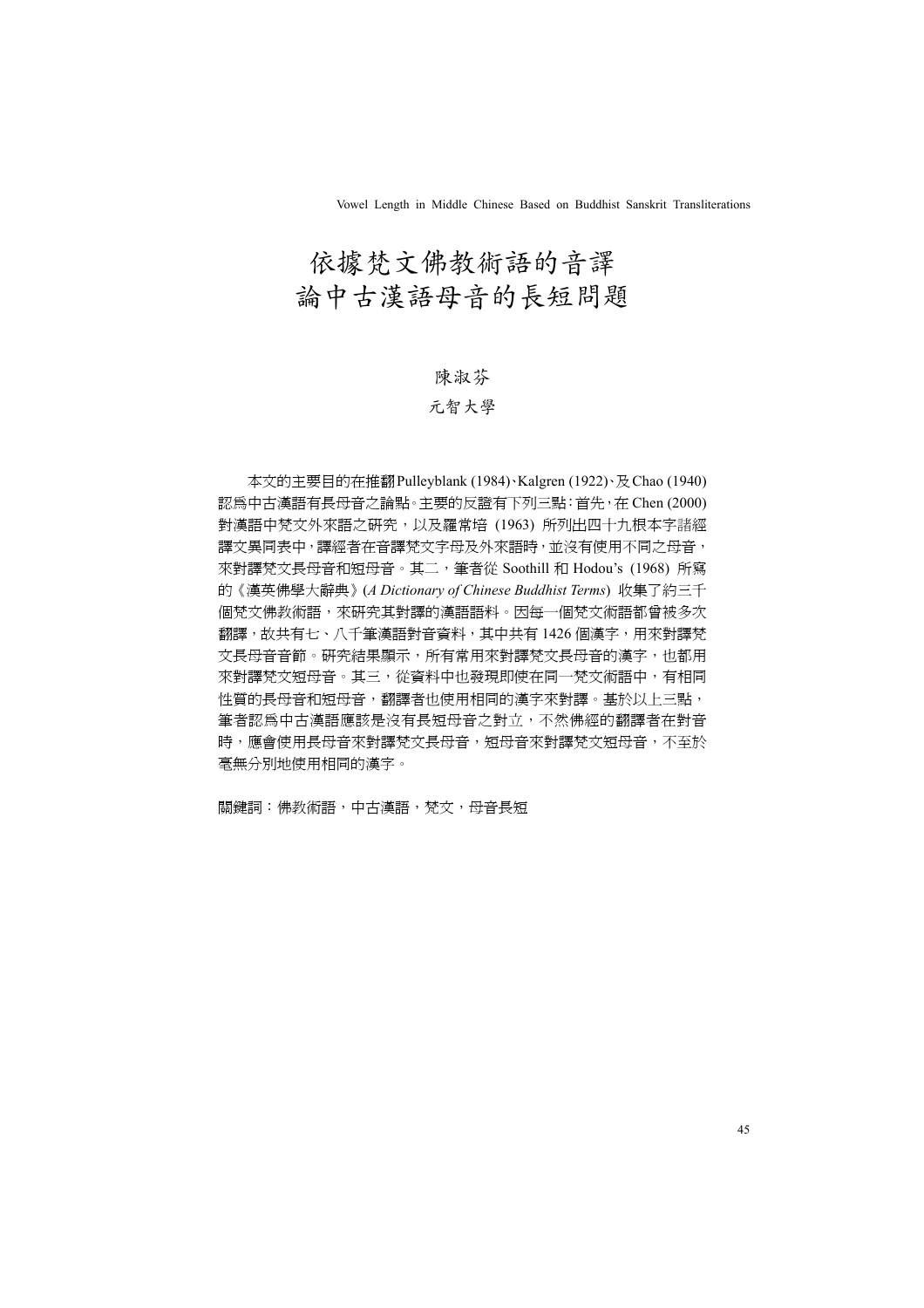# 依據梵文佛教術語的音譯
# 論中古漢語母音的長短問題

陳淑芬

元智大學

本文的主要目的在推翻Pulleyblank (1984)、Kalgren (1922)、及Chao (1940) 認爲中古漢語有長母音之論點。主要的反證有下列三點：首先，在 Chen (2000) 對漢語中梵文外來語之研究，以及羅常培 (1963) 所列出四十九根本字諸經譯文異同表中，譯經者在音譯梵文字母及外來語時，並沒有使用不同之母音，來對譯梵文長母音和短母音。其二，筆者從 Soothill 和 Hodou's (1968) 所寫的《漢英佛學大辭典》(*A Dictionary of Chinese Buddhist Terms*) 收集了約三千個梵文佛教術語，來研究其對譯的漢語語料。因每一個梵文術語都曾被多次翻譯，故共有七、八千筆漢語對音資料，其中共有 1426 個漢字，用來對譯梵文長母音音節。研究結果顯示，所有常用來對譯梵文長母音的漢字，也都用來對譯梵文短母音。其三，從資料中也發現即使在同一梵文術語中，有相同性質的長母音和短母音，翻譯者也使用相同的漢字來對譯。基於以上三點，筆者認爲中古漢語應該是沒有長短母音之對立，不然佛經的翻譯者在對音時，應會使用長母音來對譯梵文長母音，短母音來對譯梵文短母音，不至於毫無分別地使用相同的漢字。

關鍵詞：佛教術語，中古漢語，梵文，母音長短